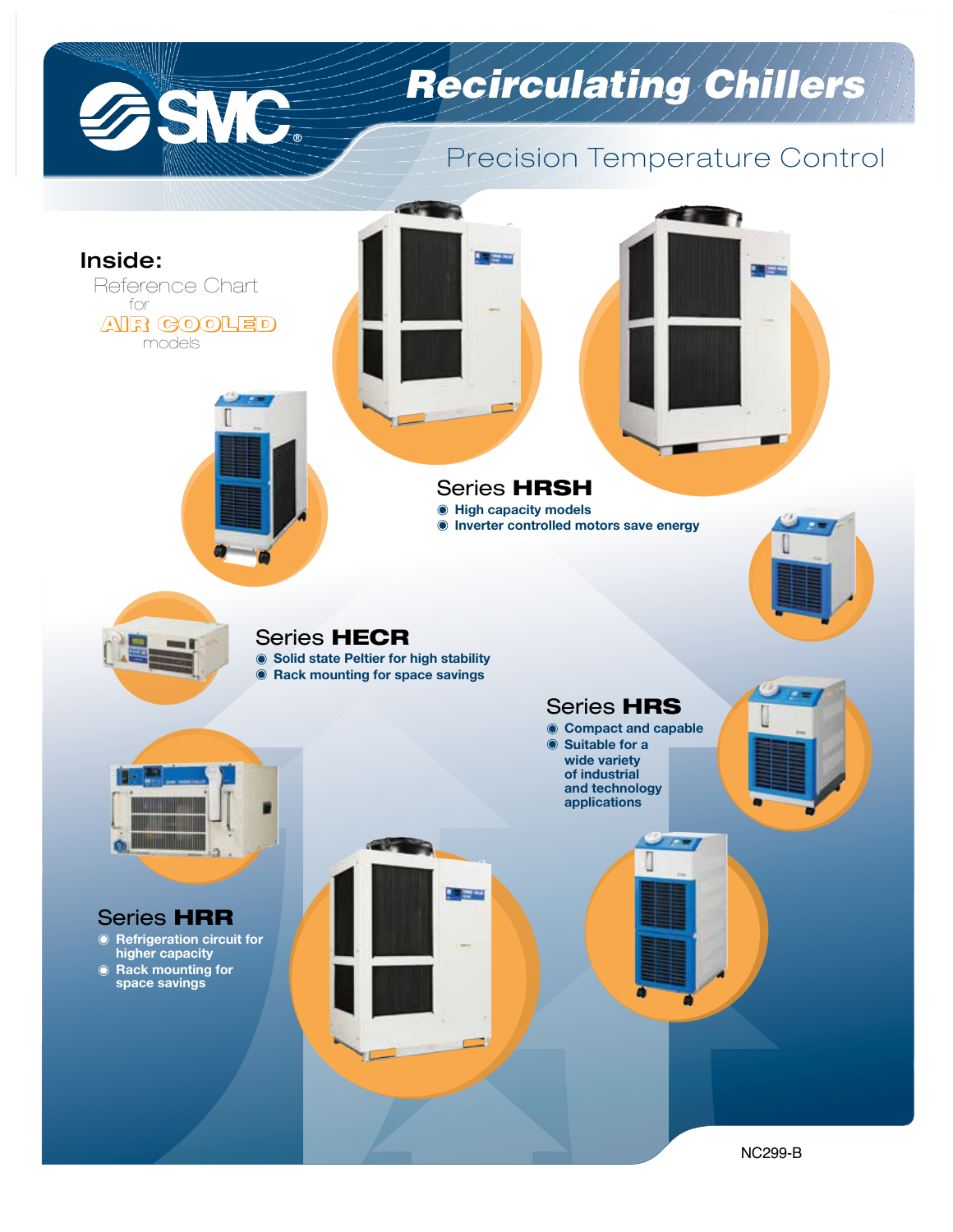# Recirculating Chillers

## Precision Temperature Control

**Inside:**

Reference Chart for AIR COOLED models

### Series **HRSH**
- High capacity models
- Inverter controlled motors save energy

### Series **HECR**
- Solid state Peltier for high stability
- Rack mounting for space savings

### Series **HRS**
- Compact and capable
- Suitable for a wide variety of industrial and technology applications

### Series **HRR**
- Refrigeration circuit for higher capacity
- Rack mounting for space savings

NC299-B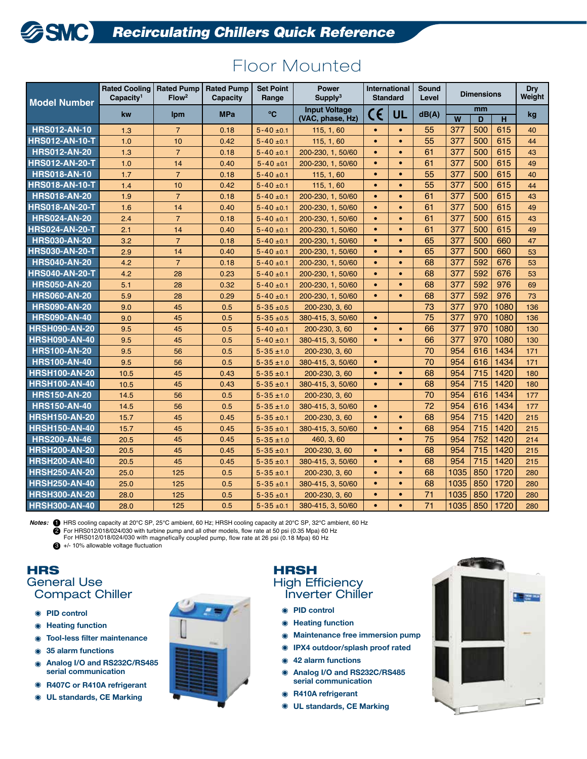# Recirculating Chillers Quick Reference

## Floor Mounted

| Model Number | Rated Cooling Capacity[1] | Rated Pump Flow[2] | Rated Pump Capacity | Set Point Range | Power Supply[3] | International Standard | | Sound Level | Dimensions | | | Dry Weight |
|---|---|---|---|---|---|---|---|---|---|---|---|---|
| | kw | lpm | MPa | °C | Input Voltage (VAC, phase, Hz) | CE | UL | dB(A) | mm | | | kg |
| | | | | | | | | | W | D | H | |
| HRS012-AN-10 | 1.3 | 7 | 0.18 | 5-40 ±0.1 | 115, 1, 60 | • | • | 55 | 377 | 500 | 615 | 40 |
| HRS012-AN-10-T | 1.0 | 10 | 0.42 | 5-40 ±0.1 | 115, 1, 60 | • | • | 55 | 377 | 500 | 615 | 44 |
| HRS012-AN-20 | 1.3 | 7 | 0.18 | 5-40 ±0.1 | 200-230, 1, 50/60 | • | • | 61 | 377 | 500 | 615 | 43 |
| HRS012-AN-20-T | 1.0 | 14 | 0.40 | 5-40 ±01 | 200-230, 1, 50/60 | • | • | 61 | 377 | 500 | 615 | 49 |
| HRS018-AN-10 | 1.7 | 7 | 0.18 | 5-40 ±0.1 | 115, 1, 60 | • | • | 55 | 377 | 500 | 615 | 40 |
| HRS018-AN-10-T | 1.4 | 10 | 0.42 | 5-40 ±0.1 | 115, 1, 60 | • | • | 55 | 377 | 500 | 615 | 44 |
| HRS018-AN-20 | 1.9 | 7 | 0.18 | 5-40 ±0.1 | 200-230, 1, 50/60 | • | • | 61 | 377 | 500 | 615 | 43 |
| HRS018-AN-20-T | 1.6 | 14 | 0.40 | 5-40 ±0.1 | 200-230, 1, 50/60 | • | • | 61 | 377 | 500 | 615 | 49 |
| HRS024-AN-20 | 2.4 | 7 | 0.18 | 5-40 ±0.1 | 200-230, 1, 50/60 | • | • | 61 | 377 | 500 | 615 | 43 |
| HRS024-AN-20-T | 2.1 | 14 | 0.40 | 5-40 ±0.1 | 200-230, 1, 50/60 | • | • | 61 | 377 | 500 | 615 | 49 |
| HRS030-AN-20 | 3.2 | 7 | 0.18 | 5-40 ±0.1 | 200-230, 1, 50/60 | • | • | 65 | 377 | 500 | 660 | 47 |
| HRS030-AN-20-T | 2.9 | 14 | 0.40 | 5-40 ±0.1 | 200-230, 1, 50/60 | • | • | 65 | 377 | 500 | 660 | 53 |
| HRS040-AN-20 | 4.2 | 7 | 0.18 | 5-40 ±0.1 | 200-230, 1, 50/60 | • | • | 68 | 377 | 592 | 676 | 53 |
| HRS040-AN-20-T | 4.2 | 28 | 0.23 | 5-40 ±0.1 | 200-230, 1, 50/60 | • | • | 68 | 377 | 592 | 676 | 53 |
| HRS050-AN-20 | 5.1 | 28 | 0.32 | 5-40 ±0.1 | 200-230, 1, 50/60 | • | • | 68 | 377 | 592 | 976 | 69 |
| HRS060-AN-20 | 5.9 | 28 | 0.29 | 5-40 ±0.1 | 200-230, 1, 50/60 | • | • | 68 | 377 | 592 | 976 | 73 |
| HRS090-AN-20 | 9.0 | 45 | 0.5 | 5-35 ±0.5 | 200-230, 3, 60 | | | 73 | 377 | 970 | 1080 | 136 |
| HRS090-AN-40 | 9.0 | 45 | 0.5 | 5-35 ±0.5 | 380-415, 3, 50/60 | • | | 75 | 377 | 970 | 1080 | 136 |
| HRSH090-AN-20 | 9.5 | 45 | 0.5 | 5-40 ±0.1 | 200-230, 3, 60 | • | • | 66 | 377 | 970 | 1080 | 130 |
| HRSH090-AN-40 | 9.5 | 45 | 0.5 | 5-40 ±0.1 | 380-415, 3, 50/60 | • | • | 66 | 377 | 970 | 1080 | 130 |
| HRS100-AN-20 | 9.5 | 56 | 0.5 | 5-35 ±1.0 | 200-230, 3, 60 | | | 70 | 954 | 616 | 1434 | 171 |
| HRS100-AN-40 | 9.5 | 56 | 0.5 | 5-35 ±1.0 | 380-415, 3, 50/60 | • | | 70 | 954 | 616 | 1434 | 171 |
| HRSH100-AN-20 | 10.5 | 45 | 0.43 | 5-35 ±0.1 | 200-230, 3, 60 | • | • | 68 | 954 | 715 | 1420 | 180 |
| HRSH100-AN-40 | 10.5 | 45 | 0.43 | 5-35 ±0.1 | 380-415, 3, 50/60 | • | • | 68 | 954 | 715 | 1420 | 180 |
| HRS150-AN-20 | 14.5 | 56 | 0.5 | 5-35 ±1.0 | 200-230, 3, 60 | | | 70 | 954 | 616 | 1434 | 177 |
| HRS150-AN-40 | 14.5 | 56 | 0.5 | 5-35 ±1.0 | 380-415, 3, 50/60 | • | | 72 | 954 | 616 | 1434 | 177 |
| HRSH150-AN-20 | 15.7 | 45 | 0.45 | 5-35 ±0.1 | 200-230, 3, 60 | • | • | 68 | 954 | 715 | 1420 | 215 |
| HRSH150-AN-40 | 15.7 | 45 | 0.45 | 5-35 ±0.1 | 380-415, 3, 50/60 | • | • | 68 | 954 | 715 | 1420 | 215 |
| HRS200-AN-46 | 20.5 | 45 | 0.45 | 5-35 ±1.0 | 460, 3, 60 | | • | 75 | 954 | 752 | 1420 | 214 |
| HRSH200-AN-20 | 20.5 | 45 | 0.45 | 5-35 ±0.1 | 200-230, 3, 60 | • | • | 68 | 954 | 715 | 1420 | 215 |
| HRSH200-AN-40 | 20.5 | 45 | 0.45 | 5-35 ±0.1 | 380-415, 3, 50/60 | • | • | 68 | 954 | 715 | 1420 | 215 |
| HRSH250-AN-20 | 25.0 | 125 | 0.5 | 5-35 ±0.1 | 200-230, 3, 60 | • | • | 68 | 1035 | 850 | 1720 | 280 |
| HRSH250-AN-40 | 25.0 | 125 | 0.5 | 5-35 ±0.1 | 380-415, 3, 50/60 | • | • | 68 | 1035 | 850 | 1720 | 280 |
| HRSH300-AN-20 | 28.0 | 125 | 0.5 | 5-35 ±0.1 | 200-230, 3, 60 | • | • | 71 | 1035 | 850 | 1720 | 280 |
| HRSH300-AN-40 | 28.0 | 125 | 0.5 | 5-35 ±0.1 | 380-415, 3, 50/60 | • | • | 71 | 1035 | 850 | 1720 | 280 |

*Notes:*
1. HRS cooling capacity at 20°C SP, 25°C ambient, 60 Hz; HRSH cooling capacity at 20°C SP, 32°C ambient, 60 Hz
2. For HRS012/018/024/030 with turbine pump and all other models, flow rate at 50 psi (0.35 Mpa) 60 Hz
   For HRS012/018/024/030 with magnetically coupled pump, flow rate at 26 psi (0.18 Mpa) 60 Hz
3. +/- 10% allowable voltage fluctuation

## HRS
### General Use Compact Chiller

- PID control
- Heating function
- Tool-less filter maintenance
- 35 alarm functions
- Analog I/O and RS232C/RS485 serial communication
- R407C or R410A refrigerant
- UL standards, CE Marking

## HRSH
### High Efficiency Inverter Chiller

- PID control
- Heating function
- Maintenance free immersion pump
- IPX4 outdoor/splash proof rated
- 42 alarm functions
- Analog I/O and RS232C/RS485 serial communication
- R410A refrigerant
- UL standards, CE Marking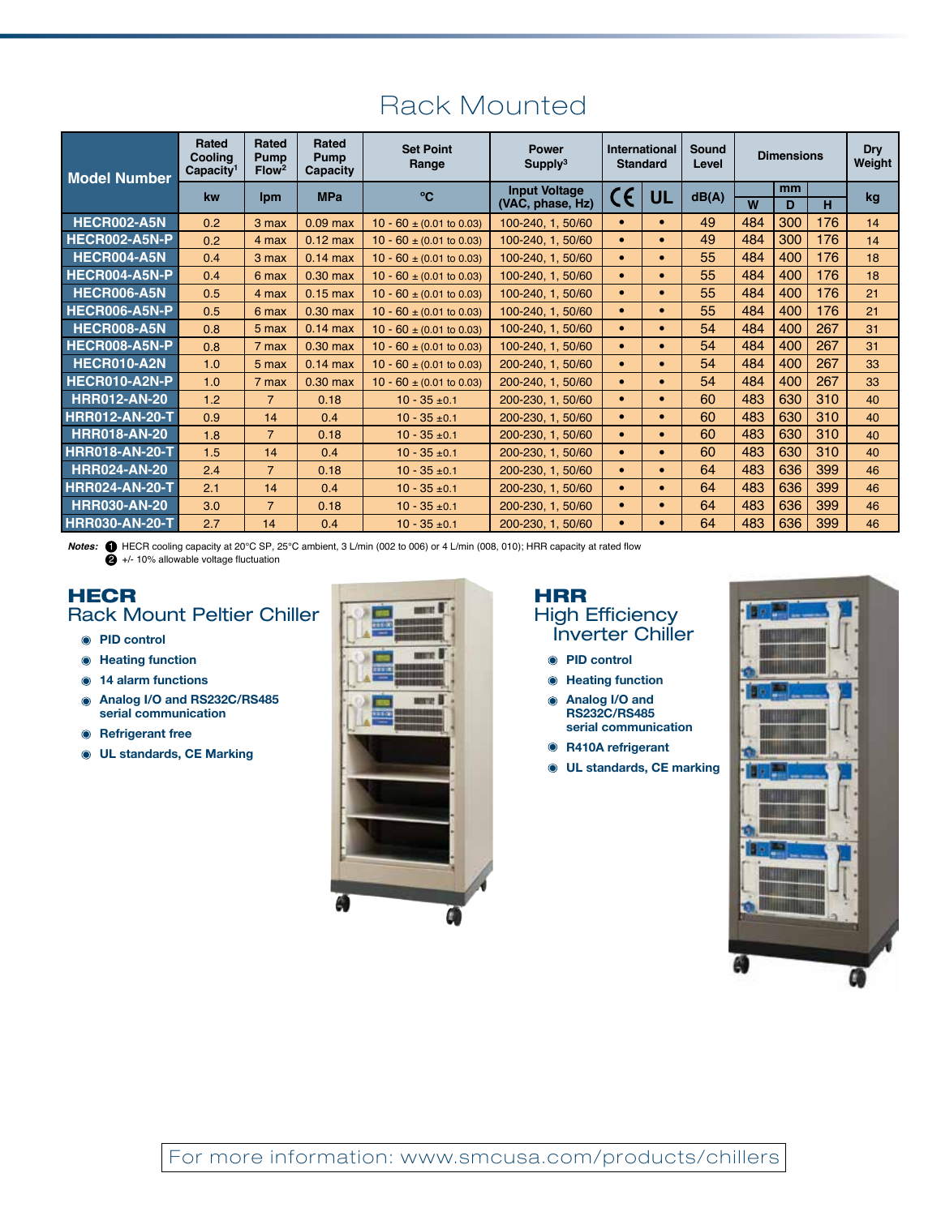# Rack Mounted

| Model Number | Rated Cooling Capacity[1] | Rated Pump Flow[2] | Rated Pump Capacity | Set Point Range | Power Supply[3] | International Standard | | Sound Level | Dimensions | | | Dry Weight |
|---|---|---|---|---|---|---|---|---|---|---|---|---|
| | kw | lpm | MPa | °C | Input Voltage (VAC, phase, Hz) | CE | UL | dB(A) | mm | | | kg |
| | | | | | | | | | W | D | H | |
| HECR002-A5N | 0.2 | 3 max | 0.09 max | 10 - 60 ± (0.01 to 0.03) | 100-240, 1, 50/60 | • | • | 49 | 484 | 300 | 176 | 14 |
| HECR002-A5N-P | 0.2 | 4 max | 0.12 max | 10 - 60 ± (0.01 to 0.03) | 100-240, 1, 50/60 | • | • | 49 | 484 | 300 | 176 | 14 |
| HECR004-A5N | 0.4 | 3 max | 0.14 max | 10 - 60 ± (0.01 to 0.03) | 100-240, 1, 50/60 | • | • | 55 | 484 | 400 | 176 | 18 |
| HECR004-A5N-P | 0.4 | 6 max | 0.30 max | 10 - 60 ± (0.01 to 0.03) | 100-240, 1, 50/60 | • | • | 55 | 484 | 400 | 176 | 18 |
| HECR006-A5N | 0.5 | 4 max | 0.15 max | 10 - 60 ± (0.01 to 0.03) | 100-240, 1, 50/60 | • | • | 55 | 484 | 400 | 176 | 21 |
| HECR006-A5N-P | 0.5 | 6 max | 0.30 max | 10 - 60 ± (0.01 to 0.03) | 100-240, 1, 50/60 | • | • | 55 | 484 | 400 | 176 | 21 |
| HECR008-A5N | 0.8 | 5 max | 0.14 max | 10 - 60 ± (0.01 to 0.03) | 100-240, 1, 50/60 | • | • | 54 | 484 | 400 | 267 | 31 |
| HECR008-A5N-P | 0.8 | 7 max | 0.30 max | 10 - 60 ± (0.01 to 0.03) | 100-240, 1, 50/60 | • | • | 54 | 484 | 400 | 267 | 31 |
| HECR010-A2N | 1.0 | 5 max | 0.14 max | 10 - 60 ± (0.01 to 0.03) | 200-240, 1, 50/60 | • | • | 54 | 484 | 400 | 267 | 33 |
| HECR010-A2N-P | 1.0 | 7 max | 0.30 max | 10 - 60 ± (0.01 to 0.03) | 200-240, 1, 50/60 | • | • | 54 | 484 | 400 | 267 | 33 |
| HRR012-AN-20 | 1.2 | 7 | 0.18 | 10 - 35 ±0.1 | 200-230, 1, 50/60 | • | • | 60 | 483 | 630 | 310 | 40 |
| HRR012-AN-20-T | 0.9 | 14 | 0.4 | 10 - 35 ±0.1 | 200-230, 1, 50/60 | • | • | 60 | 483 | 630 | 310 | 40 |
| HRR018-AN-20 | 1.8 | 7 | 0.18 | 10 - 35 ±0.1 | 200-230, 1, 50/60 | • | • | 60 | 483 | 630 | 310 | 40 |
| HRR018-AN-20-T | 1.5 | 14 | 0.4 | 10 - 35 ±0.1 | 200-230, 1, 50/60 | • | • | 60 | 483 | 630 | 310 | 40 |
| HRR024-AN-20 | 2.4 | 7 | 0.18 | 10 - 35 ±0.1 | 200-230, 1, 50/60 | • | • | 64 | 483 | 636 | 399 | 46 |
| HRR024-AN-20-T | 2.1 | 14 | 0.4 | 10 - 35 ±0.1 | 200-230, 1, 50/60 | • | • | 64 | 483 | 636 | 399 | 46 |
| HRR030-AN-20 | 3.0 | 7 | 0.18 | 10 - 35 ±0.1 | 200-230, 1, 50/60 | • | • | 64 | 483 | 636 | 399 | 46 |
| HRR030-AN-20-T | 2.7 | 14 | 0.4 | 10 - 35 ±0.1 | 200-230, 1, 50/60 | • | • | 64 | 483 | 636 | 399 | 46 |

*Notes:* 1 HECR cooling capacity at 20°C SP, 25°C ambient, 3 L/min (002 to 006) or 4 L/min (008, 010); HRR capacity at rated flow
2 +/- 10% allowable voltage fluctuation

## HECR
### Rack Mount Peltier Chiller

- **PID control**
- **Heating function**
- **14 alarm functions**
- **Analog I/O and RS232C/RS485 serial communication**
- **Refrigerant free**
- **UL standards, CE Marking**

## HRR
### High Efficiency Inverter Chiller

- **PID control**
- **Heating function**
- **Analog I/O and RS232C/RS485 serial communication**
- **R410A refrigerant**
- **UL standards, CE marking**

For more information: www.smcusa.com/products/chillers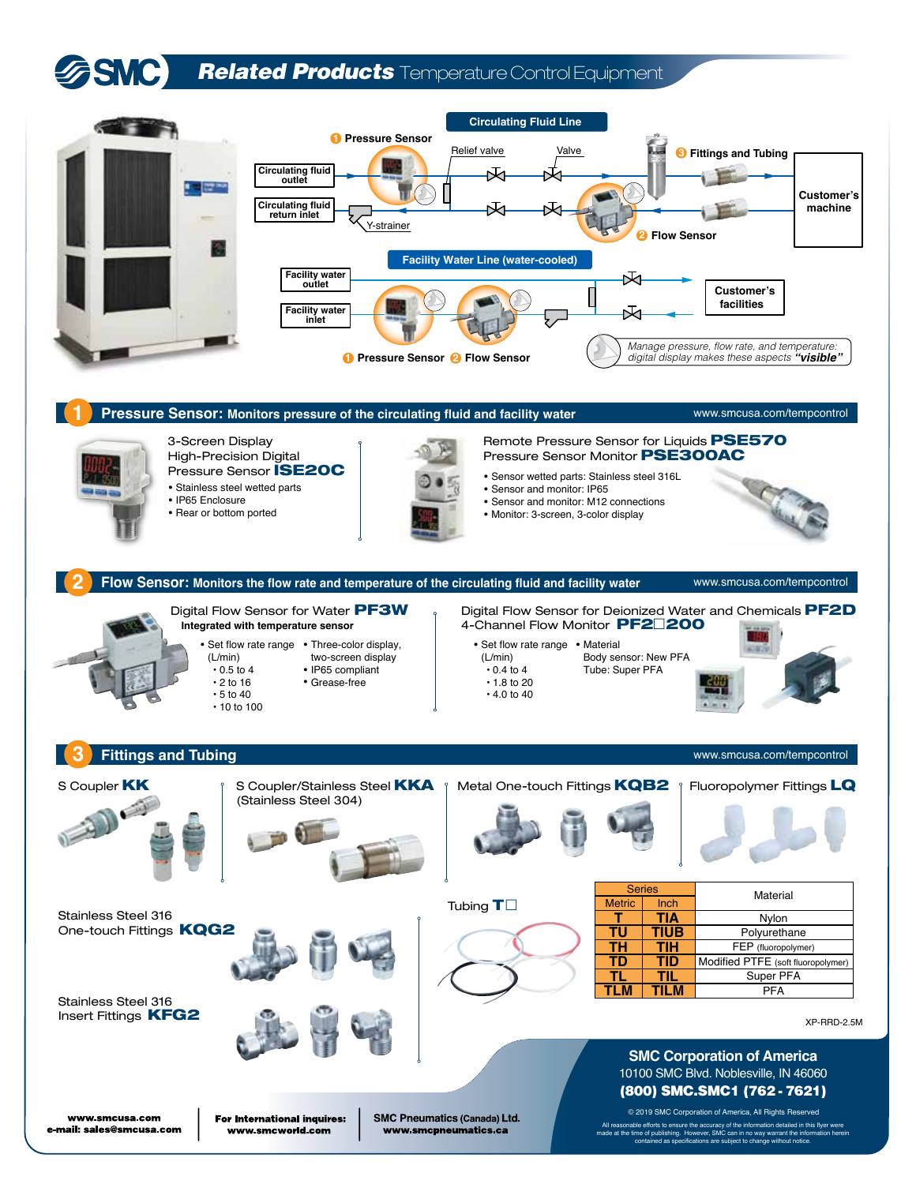# Related Products Temperature Control Equipment

Circulating Fluid Line

1 Pressure Sensor

Relief valve

Valve

3 Fittings and Tubing

Circulating fluid outlet

Circulating fluid return inlet

Y-strainer

Customer's machine

2 Flow Sensor

Facility Water Line (water-cooled)

Facility water outlet

Facility water inlet

Customer's facilities

1 Pressure Sensor 2 Flow Sensor

*Manage pressure, flow rate, and temperature: digital display makes these aspects* ***"visible"***

## 1 Pressure Sensor: Monitors pressure of the circulating fluid and facility water

www.smcusa.com/tempcontrol

### 3-Screen Display High-Precision Digital Pressure Sensor **ISE20C**

- Stainless steel wetted parts
- IP65 Enclosure
- Rear or bottom ported

### Remote Pressure Sensor for Liquids **PSE570** Pressure Sensor Monitor **PSE300AC**

- Sensor wetted parts: Stainless steel 316L
- Sensor and monitor: IP65
- Sensor and monitor: M12 connections
- Monitor: 3-screen, 3-color display

## 2 Flow Sensor: Monitors the flow rate and temperature of the circulating fluid and facility water

www.smcusa.com/tempcontrol

### Digital Flow Sensor for Water **PF3W**

**Integrated with temperature sensor**

- Set flow rate range (L/min)
  - 0.5 to 4
  - 2 to 16
  - 5 to 40
  - 10 to 100
- Three-color display, two-screen display
- IP65 compliant
- Grease-free

### Digital Flow Sensor for Deionized Water and Chemicals **PF2D** 4-Channel Flow Monitor **PF2□200**

- Set flow rate range (L/min)
  - 0.4 to 4
  - 1.8 to 20
  - 4.0 to 40
- Material
  Body sensor: New PFA
  Tube: Super PFA

## 3 Fittings and Tubing

www.smcusa.com/tempcontrol

S Coupler **KK**

S Coupler/Stainless Steel **KKA** (Stainless Steel 304)

Metal One-touch Fittings **KQB2**

Fluoropolymer Fittings **LQ**

Stainless Steel 316 One-touch Fittings **KQG2**

Stainless Steel 316 Insert Fittings **KFG2**

Tubing **T□**

| Series | | Material |
|---|---|---|
| Metric | Inch | |
| T | TIA | Nylon |
| TU | TIUB | Polyurethane |
| TH | TIH | FEP (fluoropolymer) |
| TD | TID | Modified PTFE (soft fluoropolymer) |
| TL | TIL | Super PFA |
| TLM | TILM | PFA |

XP-RRD-2.5M

**SMC Corporation of America**
10100 SMC Blvd. Noblesville, IN 46060
**(800) SMC.SMC1 (762-7621)**

© 2019 SMC Corporation of America, All Rights Reserved

All reasonable efforts to ensure the accuracy of the information detailed in this flyer were made at the time of publishing. However, SMC can in no way warrant the information herein contained as specifications are subject to change without notice.

**www.smcusa.com**
**e-mail: sales@smcusa.com**

**For International inquires:**
**www.smcworld.com**

**SMC Pneumatics (Canada) Ltd.**
**www.smcpneumatics.ca**